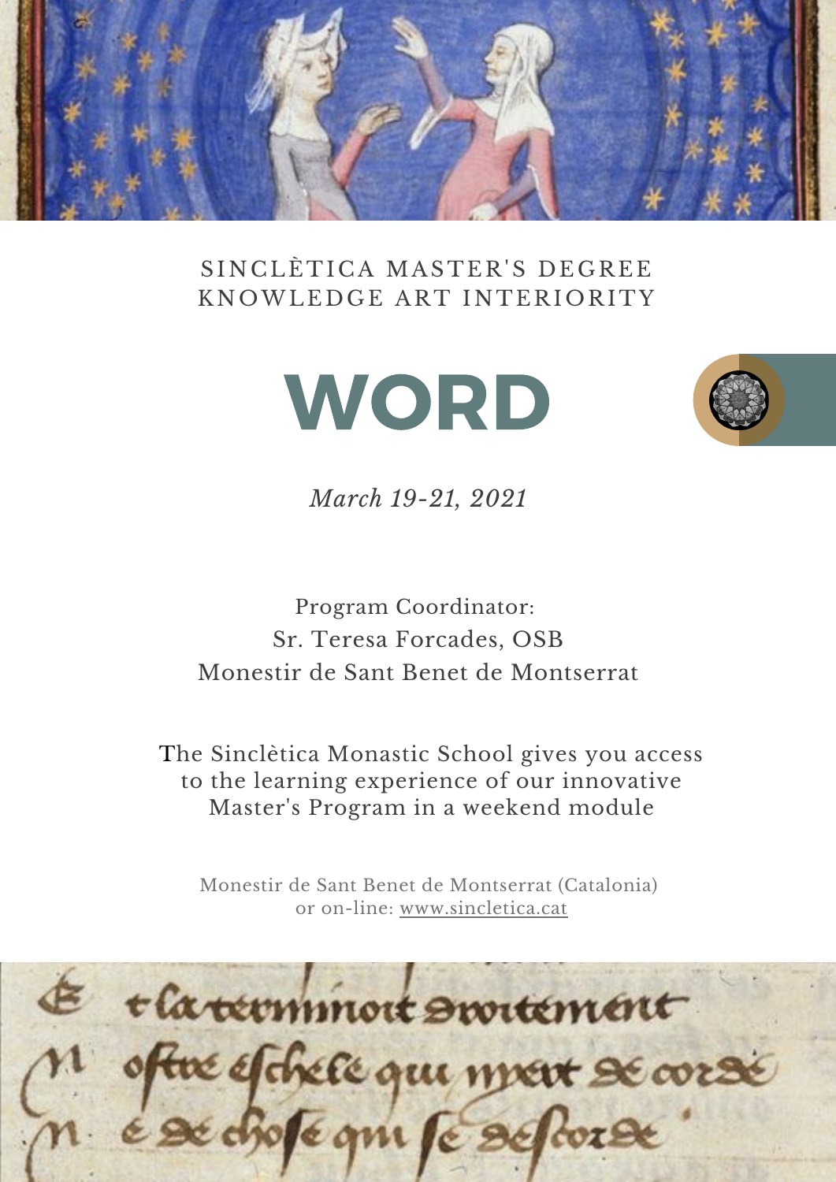SINCLÈTICA MASTER'S DEGREE
KNOWLEDGE ART INTERIORITY

# WORD

*March 19-21, 2021*

Program Coordinator:
Sr. Teresa Forcades, OSB
Monestir de Sant Benet de Montserrat

The Sinclètica Monastic School gives you access to the learning experience of our innovative Master's Program in a weekend module

Monestir de Sant Benet de Montserrat (Catalonia)
or on-line: www.sincletica.cat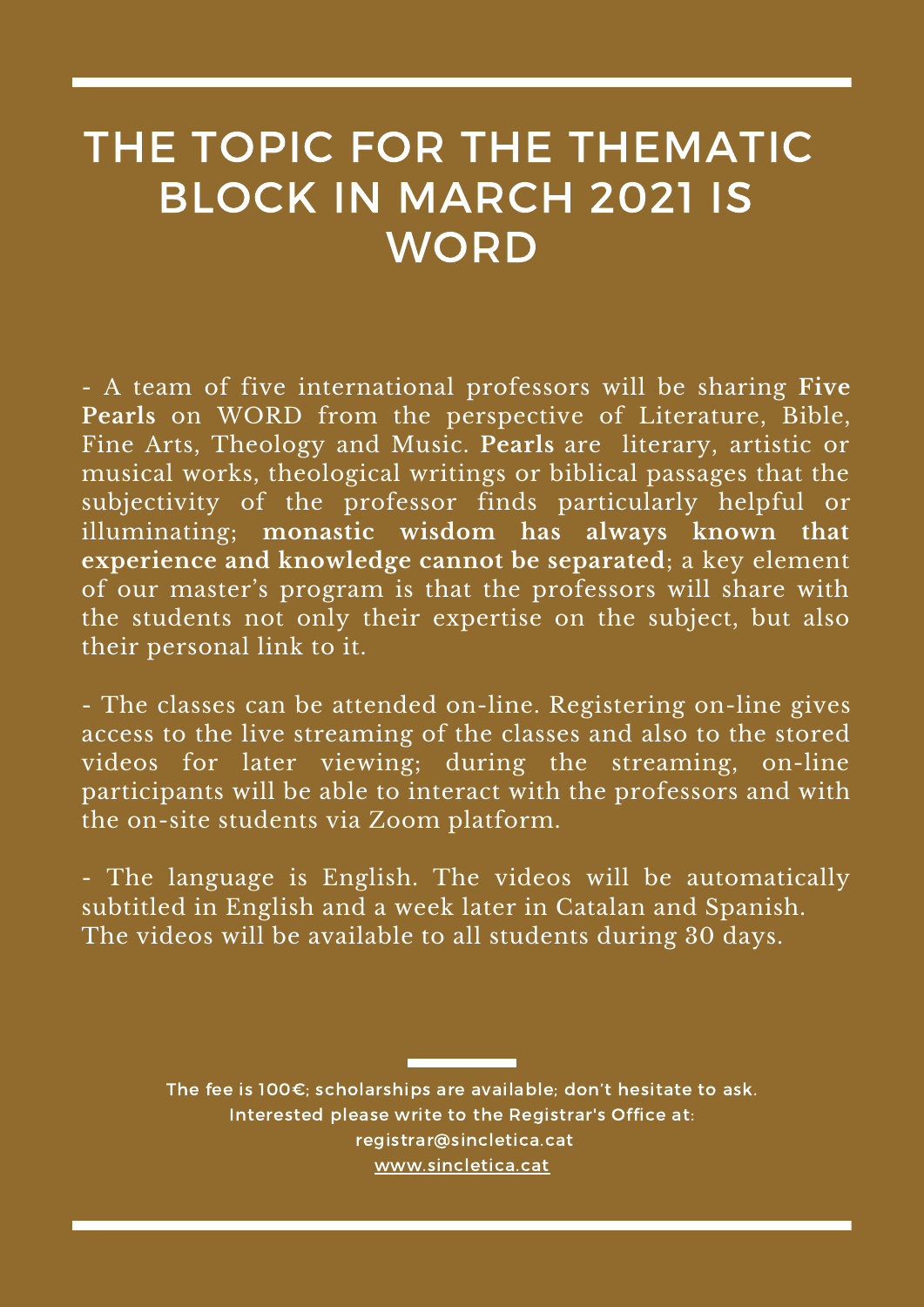# THE TOPIC FOR THE THEMATIC BLOCK IN MARCH 2021 IS WORD

- A team of five international professors will be sharing **Five Pearls** on WORD from the perspective of Literature, Bible, Fine Arts, Theology and Music. **Pearls** are literary, artistic or musical works, theological writings or biblical passages that the subjectivity of the professor finds particularly helpful or illuminating; **monastic wisdom has always known that experience and knowledge cannot be separated**; a key element of our master's program is that the professors will share with the students not only their expertise on the subject, but also their personal link to it.

- The classes can be attended on-line. Registering on-line gives access to the live streaming of the classes and also to the stored videos for later viewing; during the streaming, on-line participants will be able to interact with the professors and with the on-site students via Zoom platform.

- The language is English. The videos will be automatically subtitled in English and a week later in Catalan and Spanish. The videos will be available to all students during 30 days.

The fee is 100€; scholarships are available; don't hesitate to ask.
Interested please write to the Registrar's Office at:
registrar@sincletica.cat
www.sincletica.cat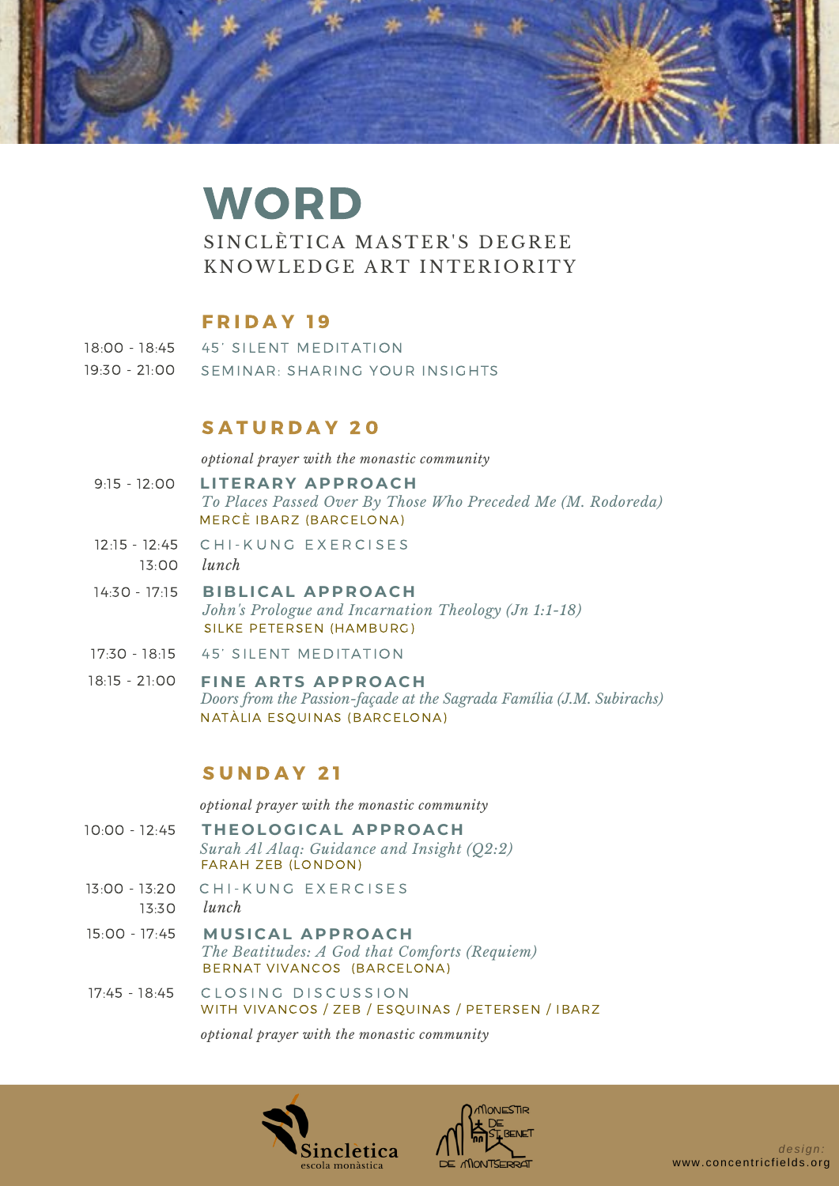# WORD

SINCLÈTICA MASTER'S DEGREE
KNOWLEDGE ART INTERIORITY

## FRIDAY 19

18:00 - 18:45 45' SILENT MEDITATION

19:30 - 21:00 SEMINAR: SHARING YOUR INSIGHTS

## SATURDAY 20

*optional prayer with the monastic community*

9:15 - 12:00 **LITERARY APPROACH**
*To Places Passed Over By Those Who Preceded Me (M. Rodoreda)*
MERCÈ IBARZ (BARCELONA)

12:15 - 12:45 CHI-KUNG EXERCISES

13:00 *lunch*

14:30 - 17:15 **BIBLICAL APPROACH**
*John's Prologue and Incarnation Theology (Jn 1:1-18)*
SILKE PETERSEN (HAMBURG)

17:30 - 18:15 45' SILENT MEDITATION

18:15 - 21:00 **FINE ARTS APPROACH**
*Doors from the Passion-façade at the Sagrada Família (J.M. Subirachs)*
NATÀLIA ESQUINAS (BARCELONA)

## SUNDAY 21

*optional prayer with the monastic community*

10:00 - 12:45 **THEOLOGICAL APPROACH**
*Surah Al Alaq: Guidance and Insight (Q2:2)*
FARAH ZEB (LONDON)

13:00 - 13:20 CHI-KUNG EXERCISES

13:30 *lunch*

15:00 - 17:45 **MUSICAL APPROACH**
*The Beatitudes: A God that Comforts (Requiem)*
BERNAT VIVANCOS (BARCELONA)

17:45 - 18:45 CLOSING DISCUSSION
WITH VIVANCOS / ZEB / ESQUINAS / PETERSEN / IBARZ

*optional prayer with the monastic community*

Sincletica escola monàstica

MONESTIR DE ST. BENET DE MONTSERRAT

design: www.concentricfields.org